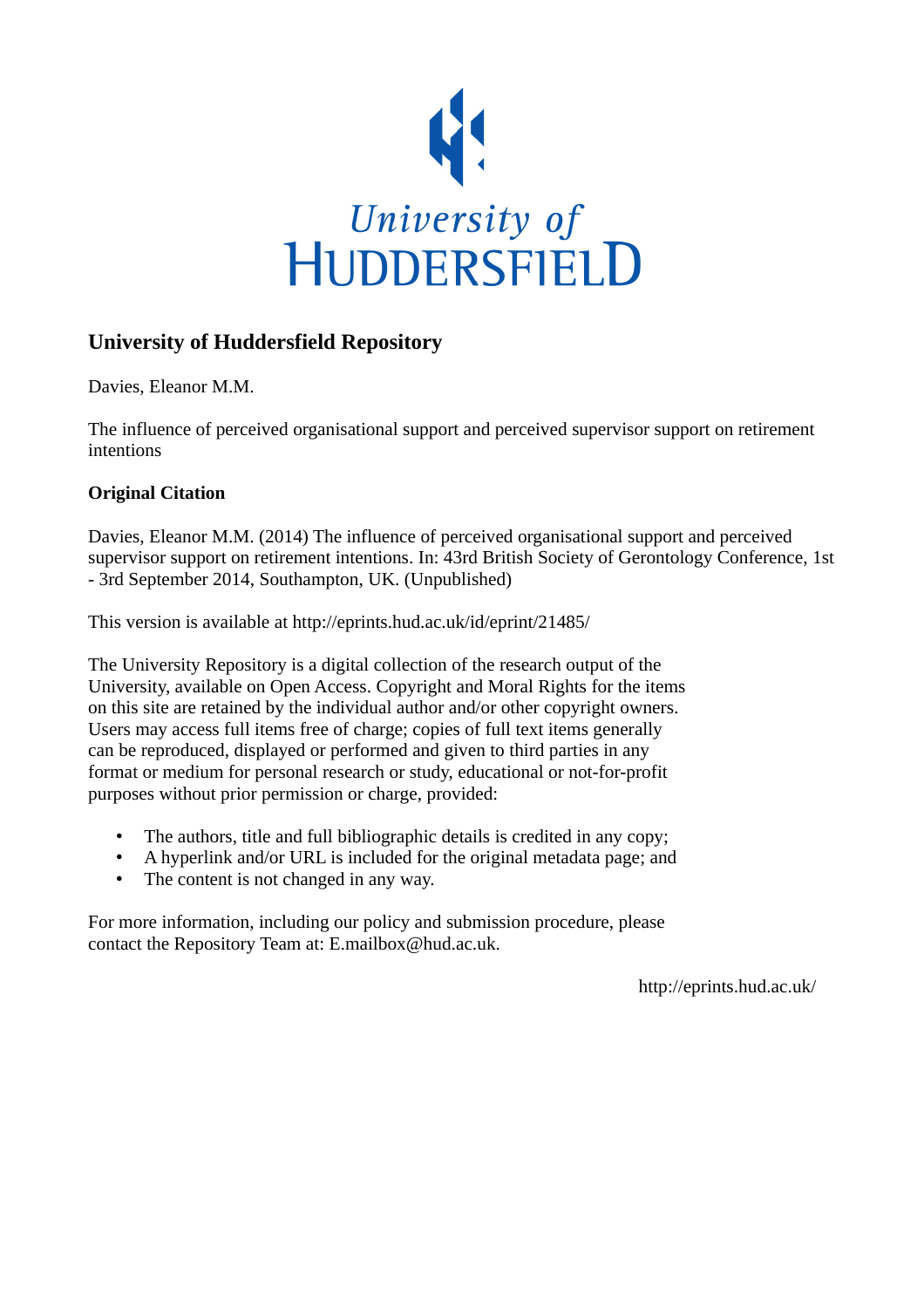University of
HUDDERSFIELD

# University of Huddersfield Repository

Davies, Eleanor M.M.

The influence of perceived organisational support and perceived supervisor support on retirement intentions

## Original Citation

Davies, Eleanor M.M. (2014) The influence of perceived organisational support and perceived supervisor support on retirement intentions. In: 43rd British Society of Gerontology Conference, 1st - 3rd September 2014, Southampton, UK. (Unpublished)

This version is available at http://eprints.hud.ac.uk/id/eprint/21485/

The University Repository is a digital collection of the research output of the University, available on Open Access. Copyright and Moral Rights for the items on this site are retained by the individual author and/or other copyright owners. Users may access full items free of charge; copies of full text items generally can be reproduced, displayed or performed and given to third parties in any format or medium for personal research or study, educational or not-for-profit purposes without prior permission or charge, provided:

- The authors, title and full bibliographic details is credited in any copy;
- A hyperlink and/or URL is included for the original metadata page; and
- The content is not changed in any way.

For more information, including our policy and submission procedure, please contact the Repository Team at: E.mailbox@hud.ac.uk.

http://eprints.hud.ac.uk/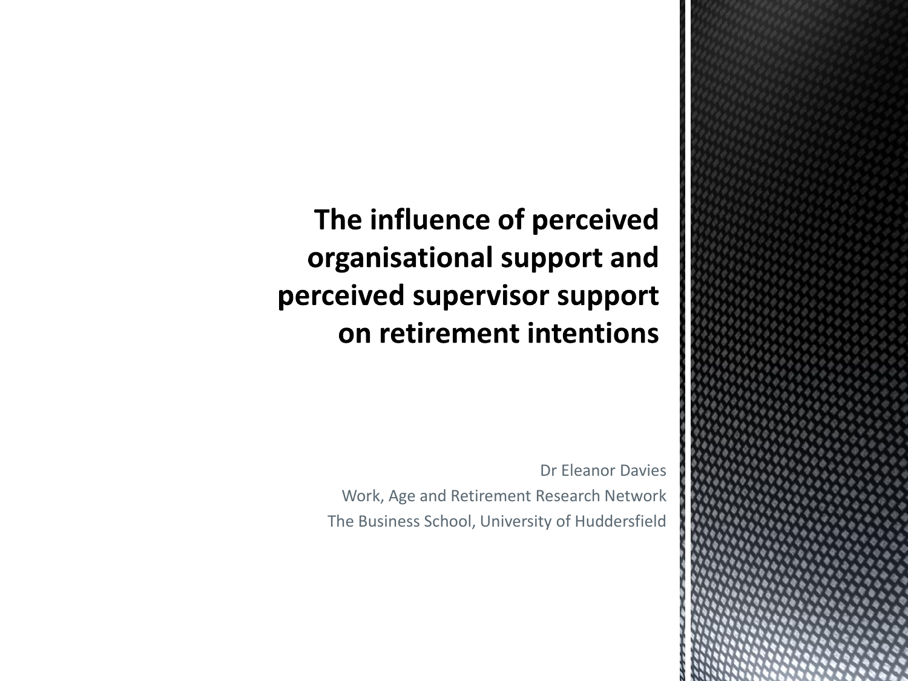# The influence of perceived organisational support and perceived supervisor support on retirement intentions

Dr Eleanor Davies

Work, Age and Retirement Research Network

The Business School, University of Huddersfield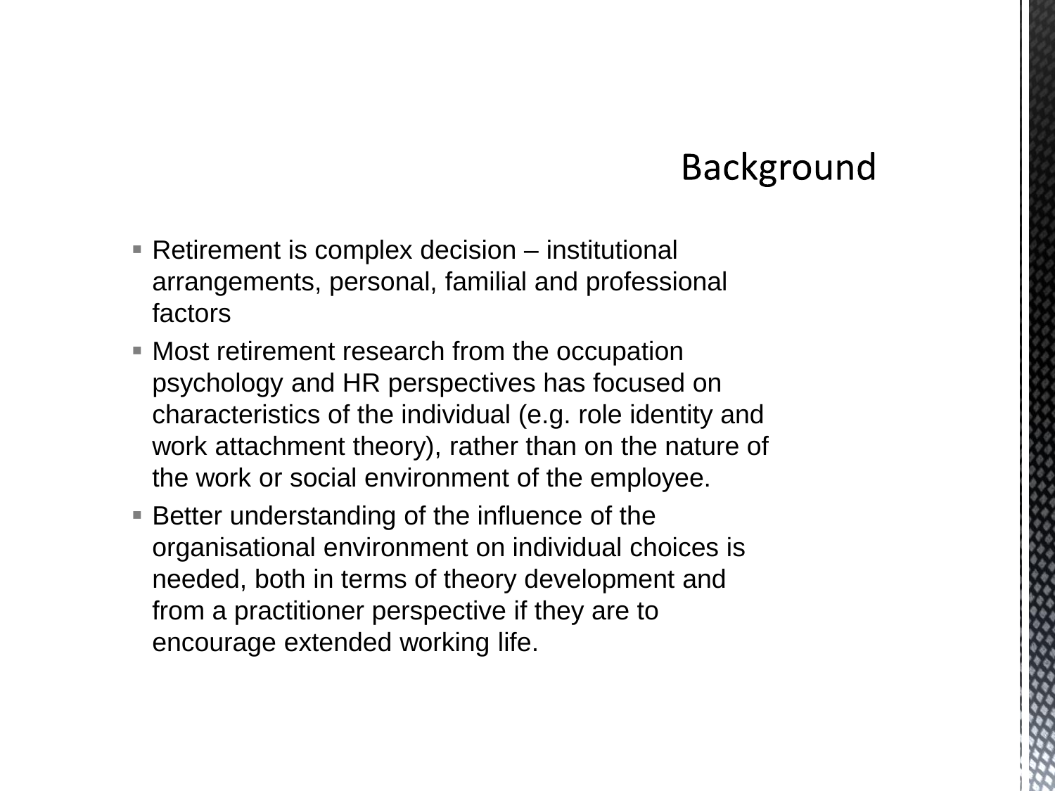# Background

- Retirement is complex decision – institutional arrangements, personal, familial and professional factors
- Most retirement research from the occupation psychology and HR perspectives has focused on characteristics of the individual (e.g. role identity and work attachment theory), rather than on the nature of the work or social environment of the employee.
- Better understanding of the influence of the organisational environment on individual choices is needed, both in terms of theory development and from a practitioner perspective if they are to encourage extended working life.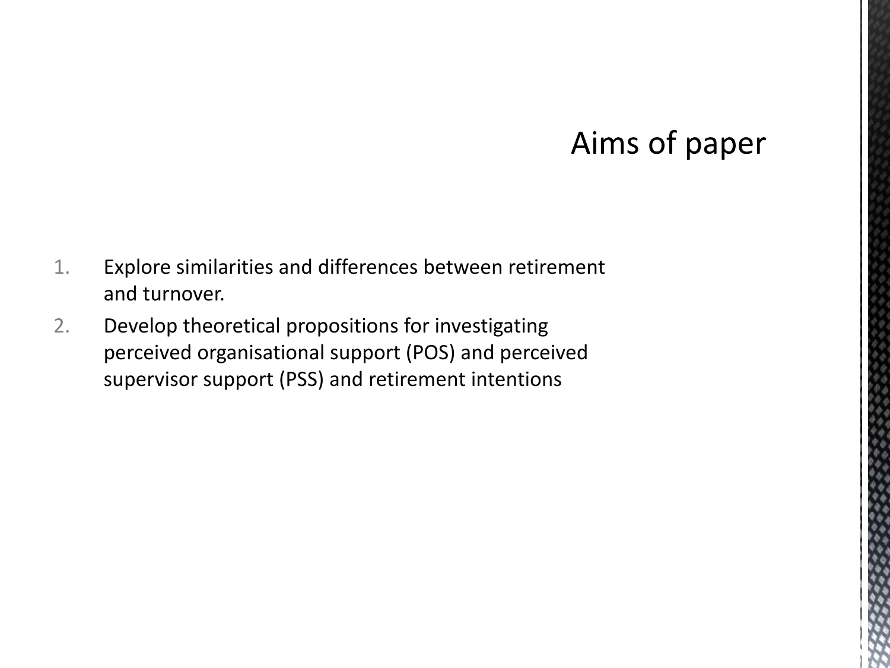# Aims of paper

1. Explore similarities and differences between retirement and turnover.
2. Develop theoretical propositions for investigating perceived organisational support (POS) and perceived supervisor support (PSS) and retirement intentions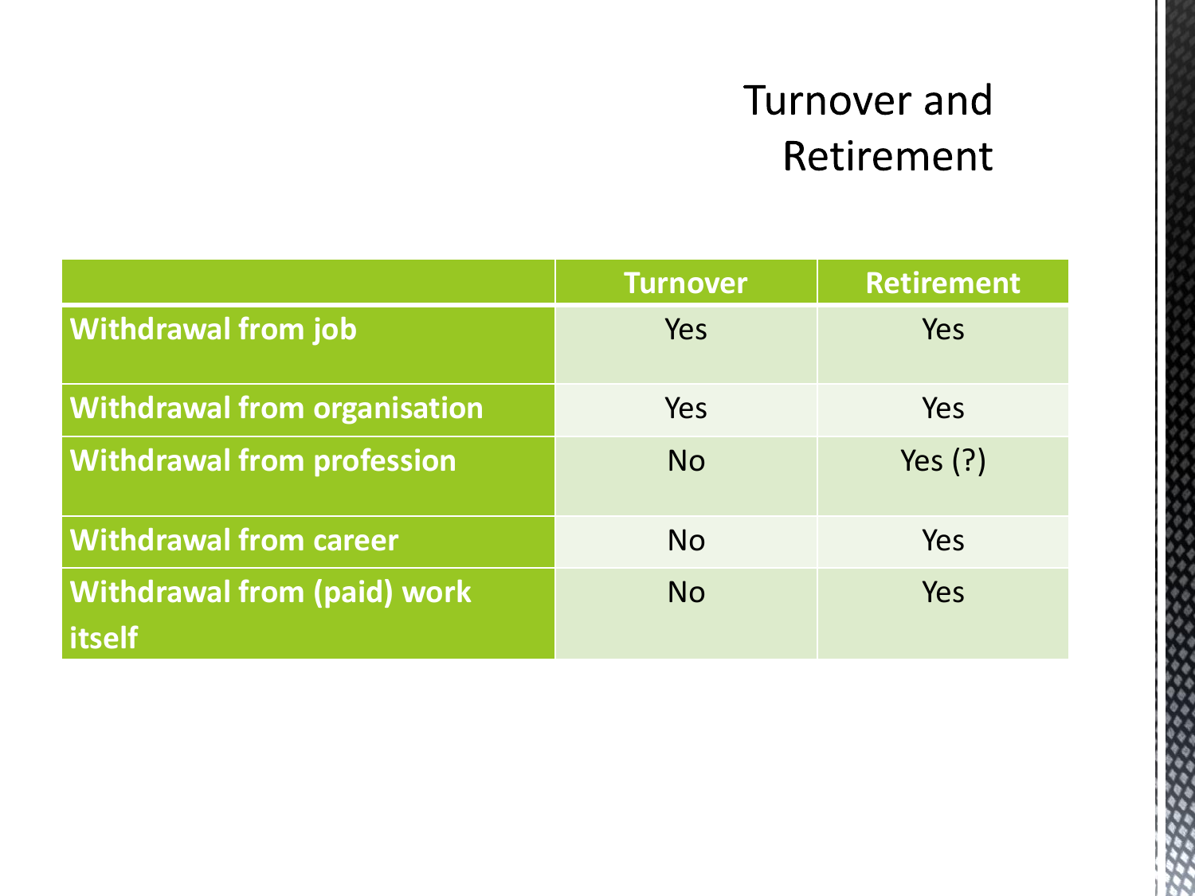# Turnover and Retirement

| | Turnover | Retirement |
|---|---|---|
| **Withdrawal from job** | Yes | Yes |
| **Withdrawal from organisation** | Yes | Yes |
| **Withdrawal from profession** | No | Yes (?) |
| **Withdrawal from career** | No | Yes |
| **Withdrawal from (paid) work itself** | No | Yes |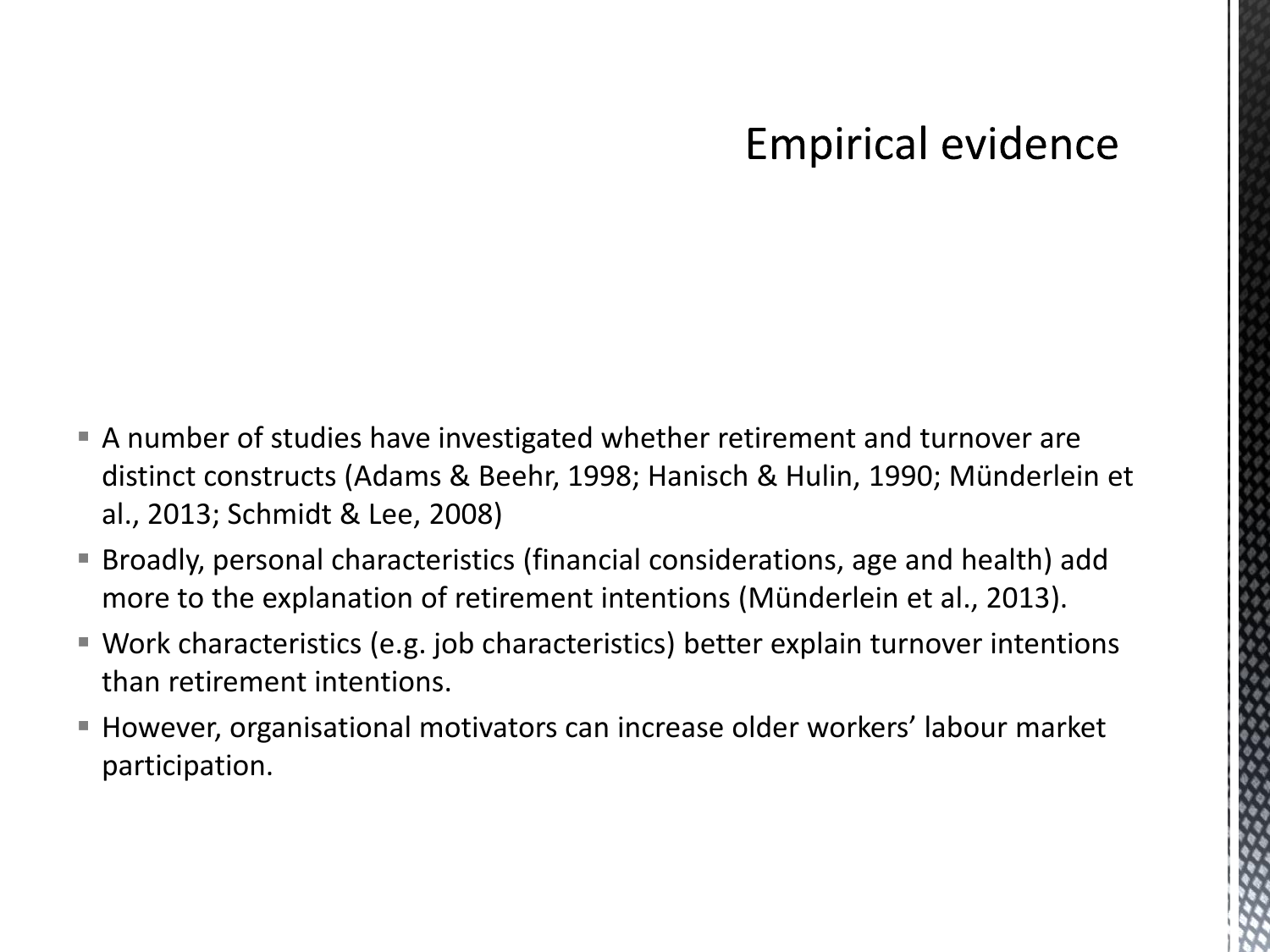# Empirical evidence

- A number of studies have investigated whether retirement and turnover are distinct constructs (Adams & Beehr, 1998; Hanisch & Hulin, 1990; Münderlein et al., 2013; Schmidt & Lee, 2008)
- Broadly, personal characteristics (financial considerations, age and health) add more to the explanation of retirement intentions (Münderlein et al., 2013).
- Work characteristics (e.g. job characteristics) better explain turnover intentions than retirement intentions.
- However, organisational motivators can increase older workers' labour market participation.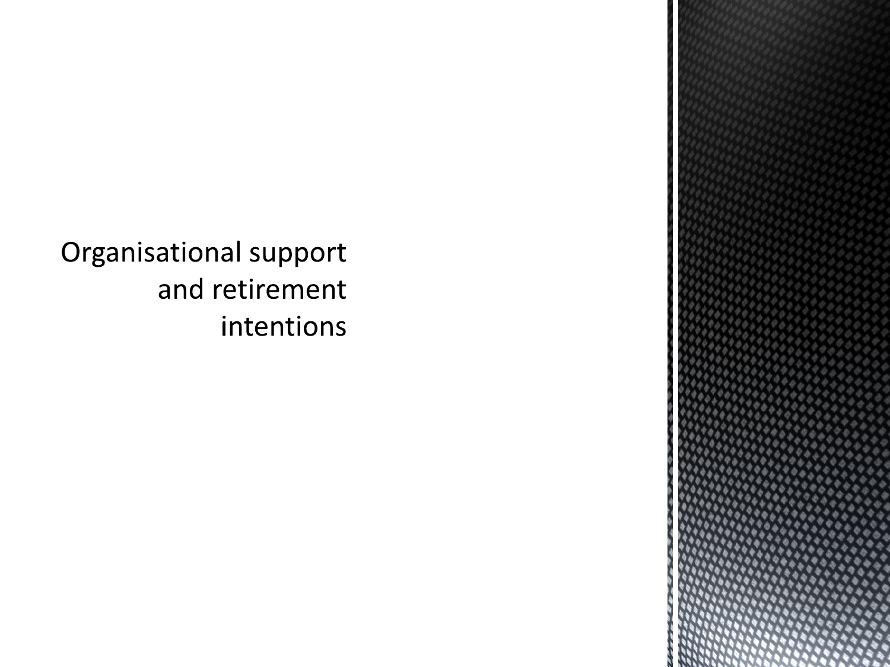# Organisational support and retirement intentions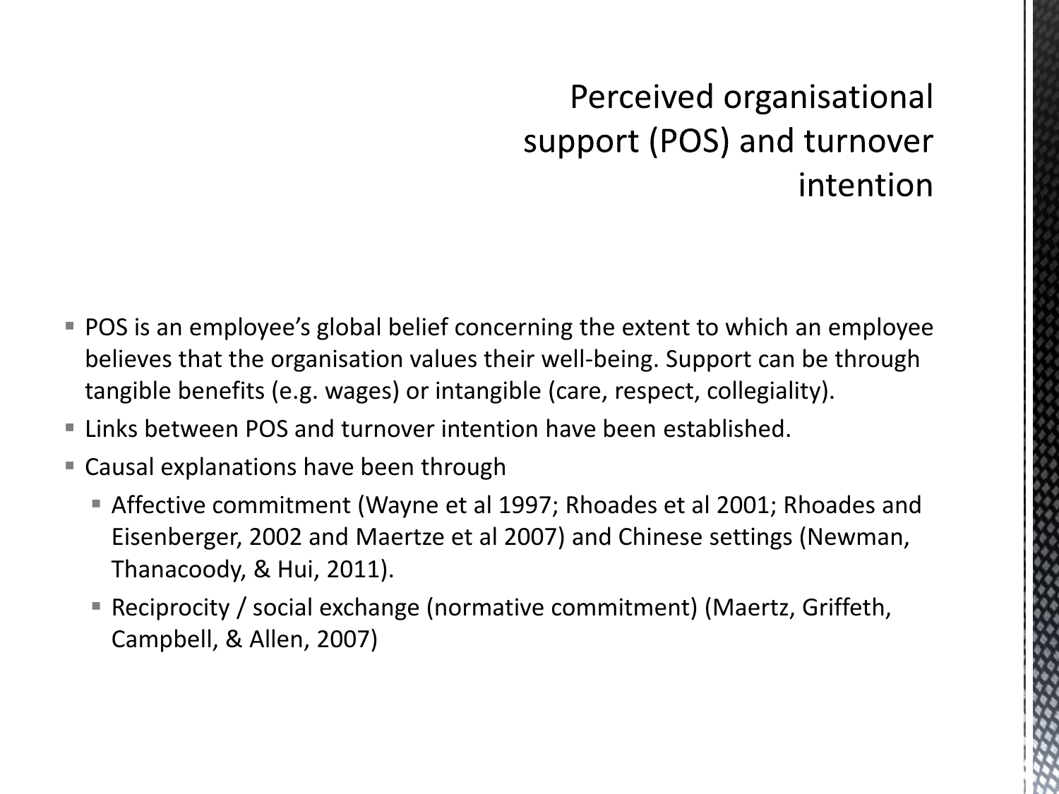# Perceived organisational support (POS) and turnover intention

- POS is an employee's global belief concerning the extent to which an employee believes that the organisation values their well-being. Support can be through tangible benefits (e.g. wages) or intangible (care, respect, collegiality).
- Links between POS and turnover intention have been established.
- Causal explanations have been through
  - Affective commitment (Wayne et al 1997; Rhoades et al 2001; Rhoades and Eisenberger, 2002 and Maertze et al 2007) and Chinese settings (Newman, Thanacoody, & Hui, 2011).
  - Reciprocity / social exchange (normative commitment) (Maertz, Griffeth, Campbell, & Allen, 2007)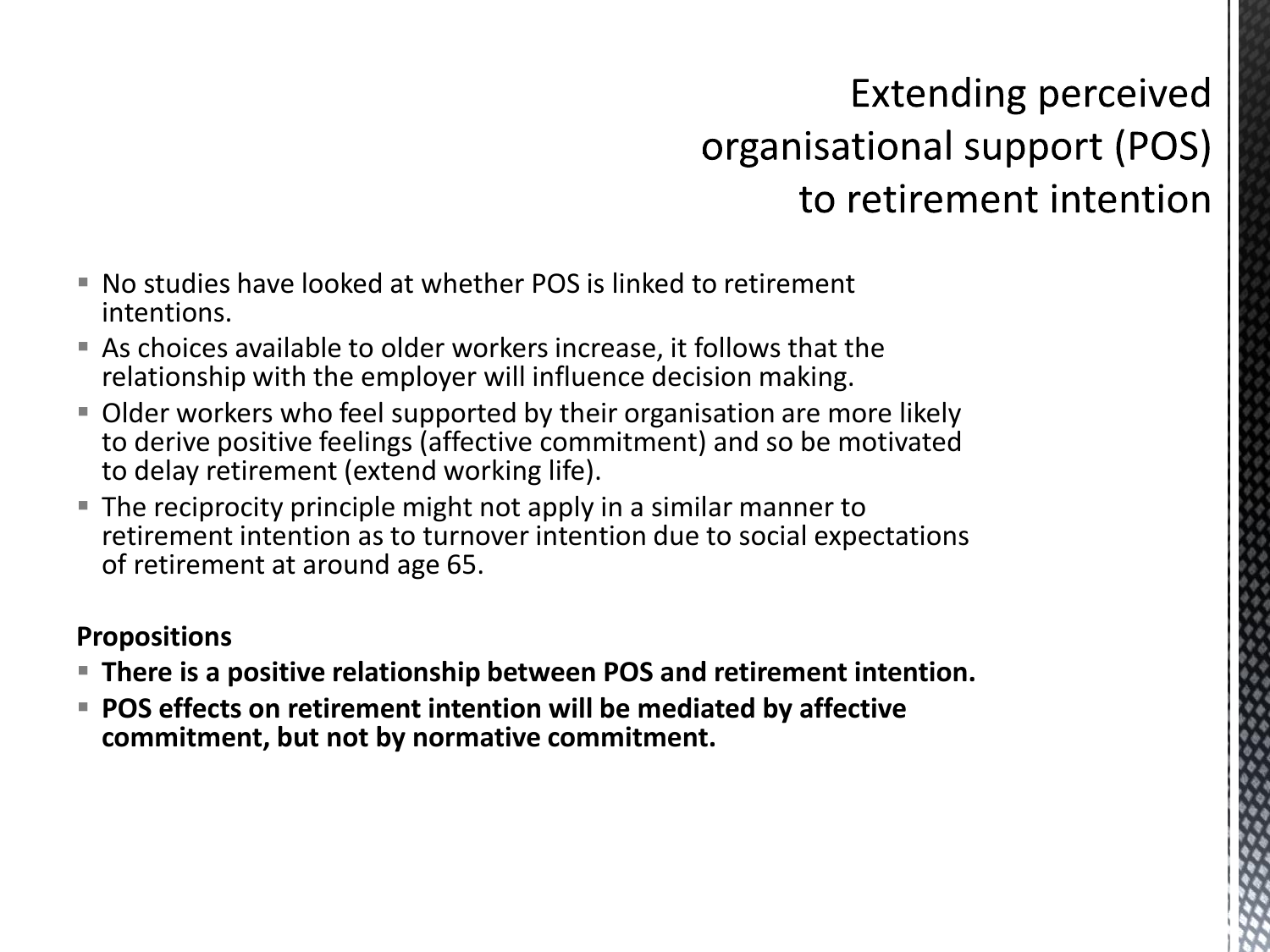# Extending perceived organisational support (POS) to retirement intention

- No studies have looked at whether POS is linked to retirement intentions.
- As choices available to older workers increase, it follows that the relationship with the employer will influence decision making.
- Older workers who feel supported by their organisation are more likely to derive positive feelings (affective commitment) and so be motivated to delay retirement (extend working life).
- The reciprocity principle might not apply in a similar manner to retirement intention as to turnover intention due to social expectations of retirement at around age 65.

**Propositions**

- **There is a positive relationship between POS and retirement intention.**
- **POS effects on retirement intention will be mediated by affective commitment, but not by normative commitment.**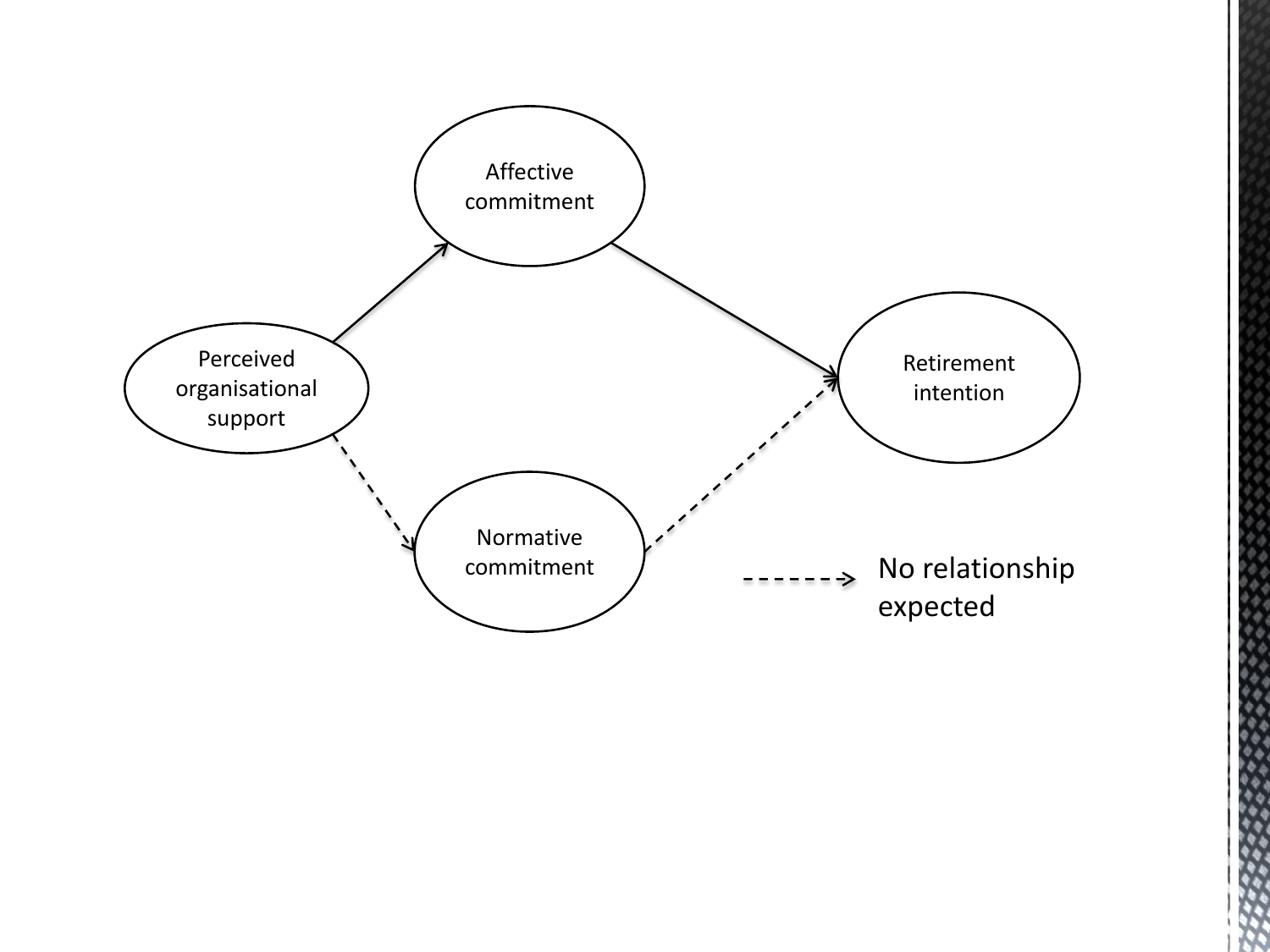Affective commitment

Perceived organisational support

Retirement intention

Normative commitment

No relationship expected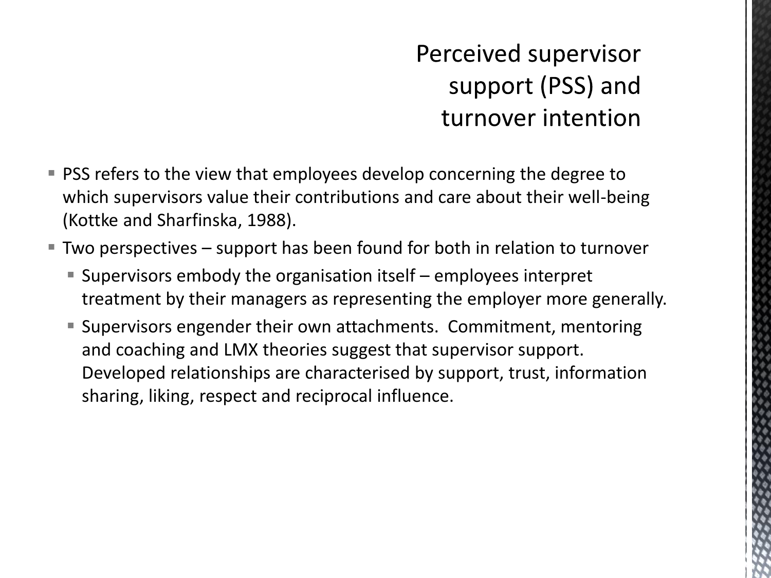# Perceived supervisor support (PSS) and turnover intention

- PSS refers to the view that employees develop concerning the degree to which supervisors value their contributions and care about their well-being (Kottke and Sharfinska, 1988).
- Two perspectives – support has been found for both in relation to turnover
  - Supervisors embody the organisation itself – employees interpret treatment by their managers as representing the employer more generally.
  - Supervisors engender their own attachments. Commitment, mentoring and coaching and LMX theories suggest that supervisor support. Developed relationships are characterised by support, trust, information sharing, liking, respect and reciprocal influence.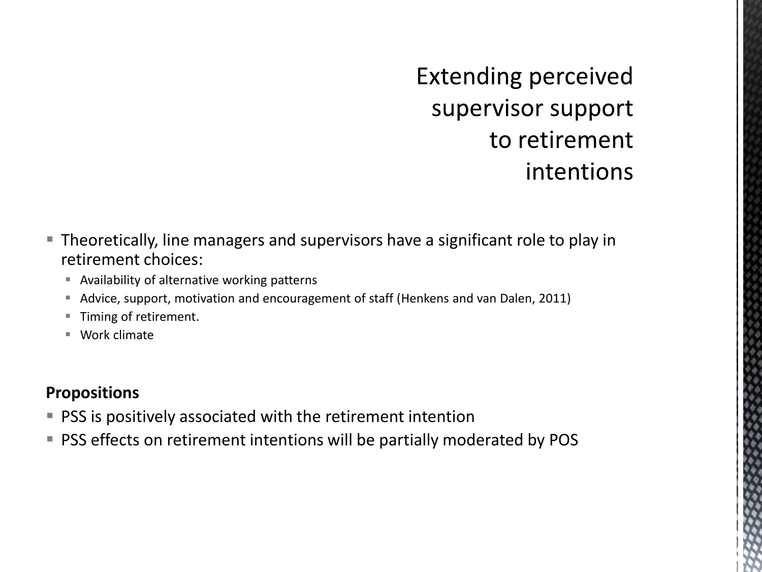# Extending perceived supervisor support to retirement intentions

- Theoretically, line managers and supervisors have a significant role to play in retirement choices:
  - Availability of alternative working patterns
  - Advice, support, motivation and encouragement of staff (Henkens and van Dalen, 2011)
  - Timing of retirement.
  - Work climate

**Propositions**

- PSS is positively associated with the retirement intention
- PSS effects on retirement intentions will be partially moderated by POS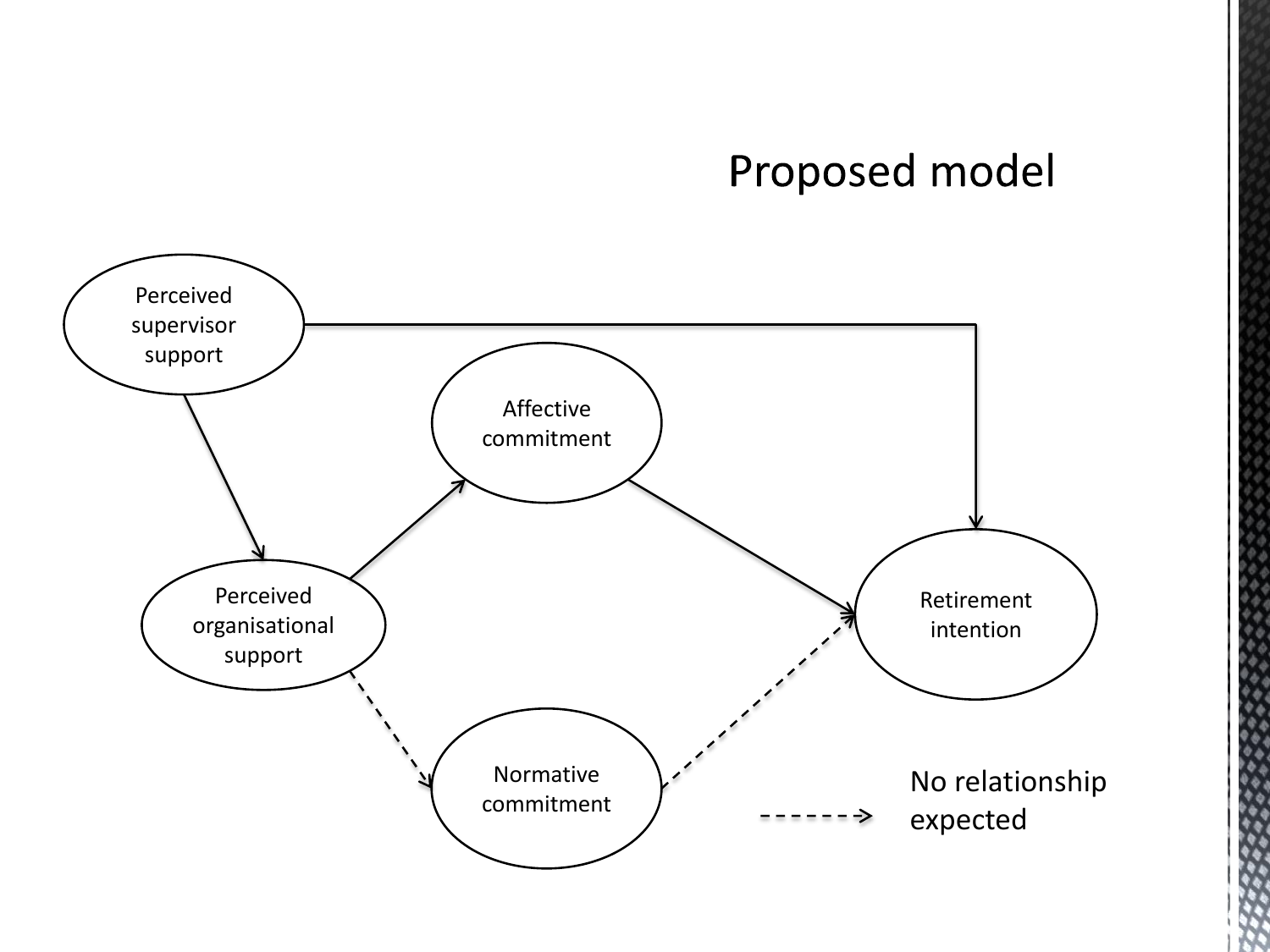# Proposed model

Perceived supervisor support

Affective commitment

Perceived organisational support

Retirement intention

Normative commitment

No relationship expected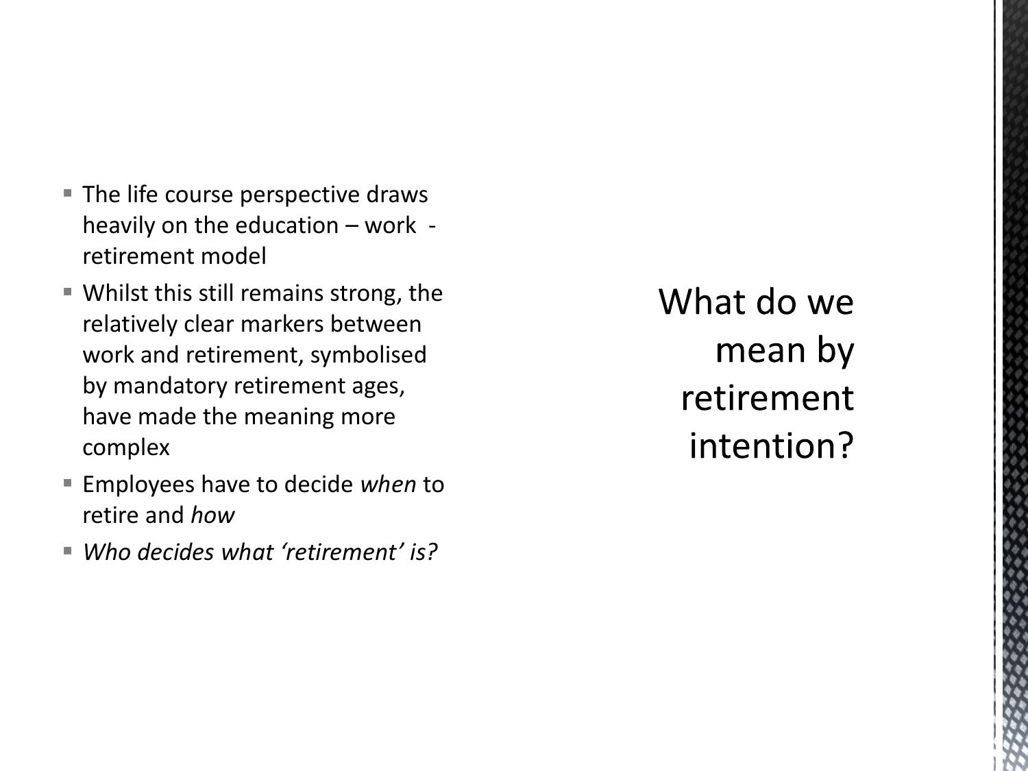# What do we mean by retirement intention?

- The life course perspective draws heavily on the education – work - retirement model
- Whilst this still remains strong, the relatively clear markers between work and retirement, symbolised by mandatory retirement ages, have made the meaning more complex
- Employees have to decide *when* to retire and *how*
- *Who decides what 'retirement' is?*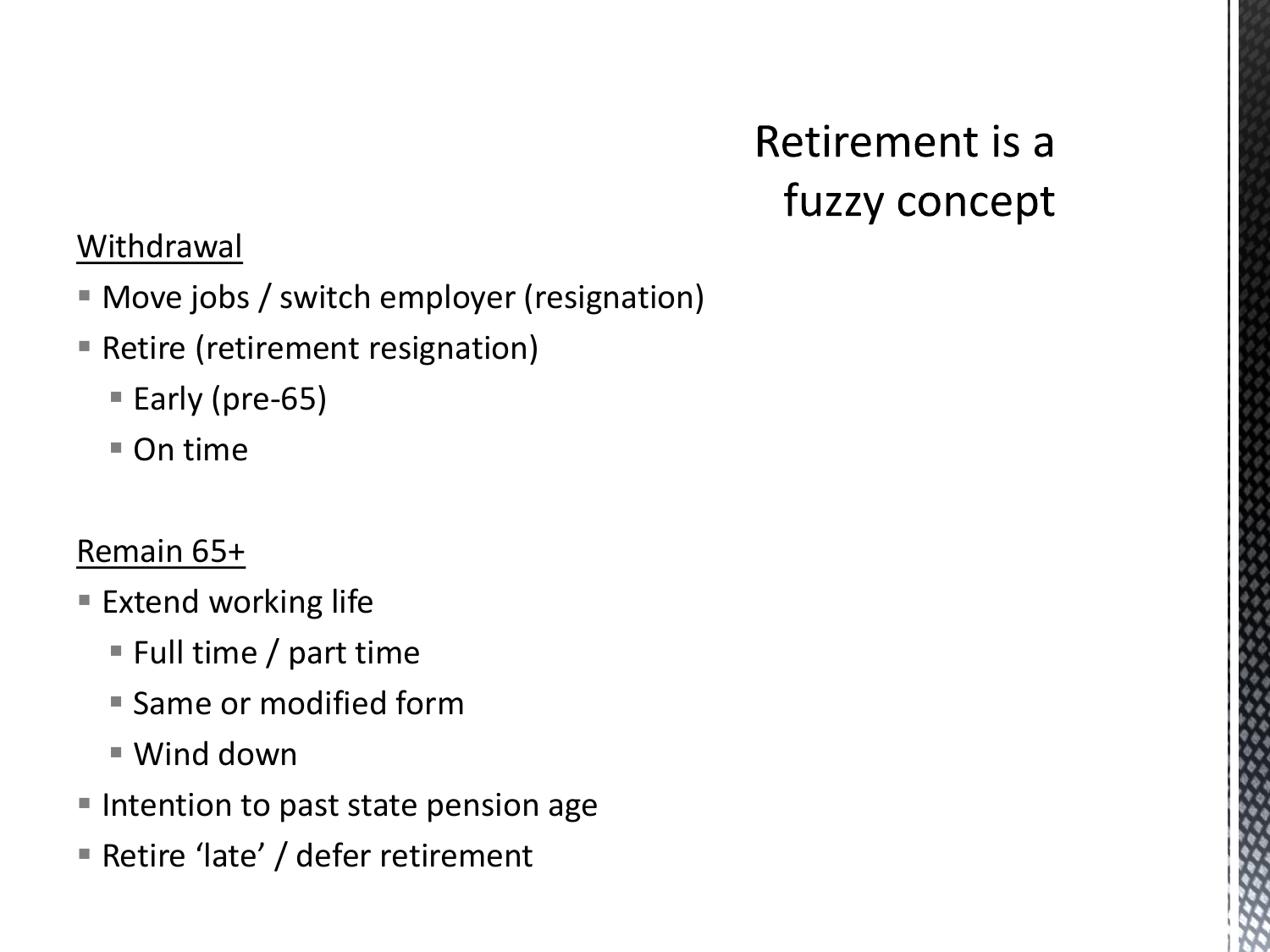# Retirement is a fuzzy concept

Withdrawal

- Move jobs / switch employer (resignation)
- Retire (retirement resignation)
  - Early (pre-65)
  - On time

Remain 65+

- Extend working life
  - Full time / part time
  - Same or modified form
  - Wind down
- Intention to past state pension age
- Retire 'late' / defer retirement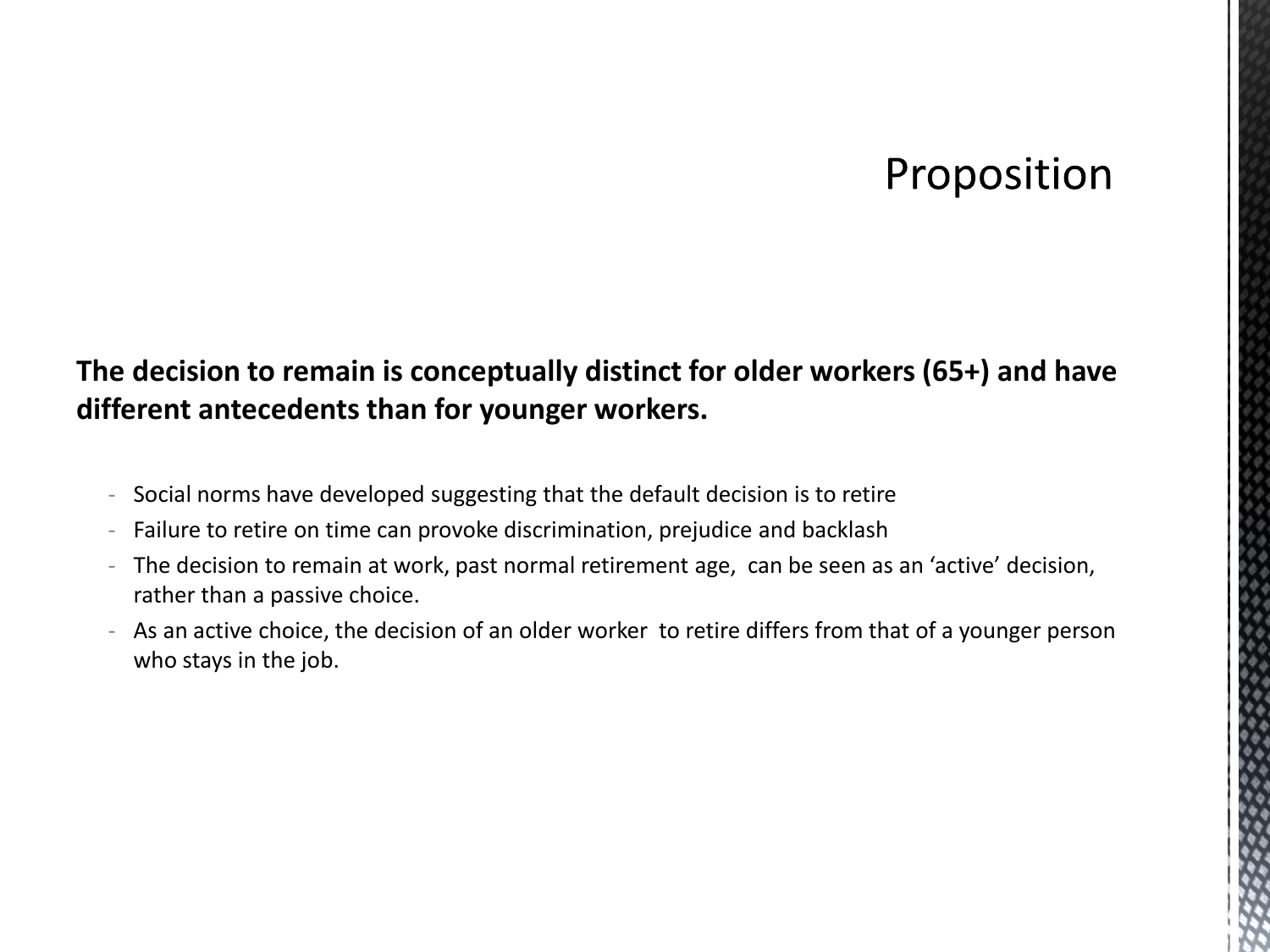# Proposition

**The decision to remain is conceptually distinct for older workers (65+) and have different antecedents than for younger workers.**

- Social norms have developed suggesting that the default decision is to retire
- Failure to retire on time can provoke discrimination, prejudice and backlash
- The decision to remain at work, past normal retirement age, can be seen as an 'active' decision, rather than a passive choice.
- As an active choice, the decision of an older worker to retire differs from that of a younger person who stays in the job.